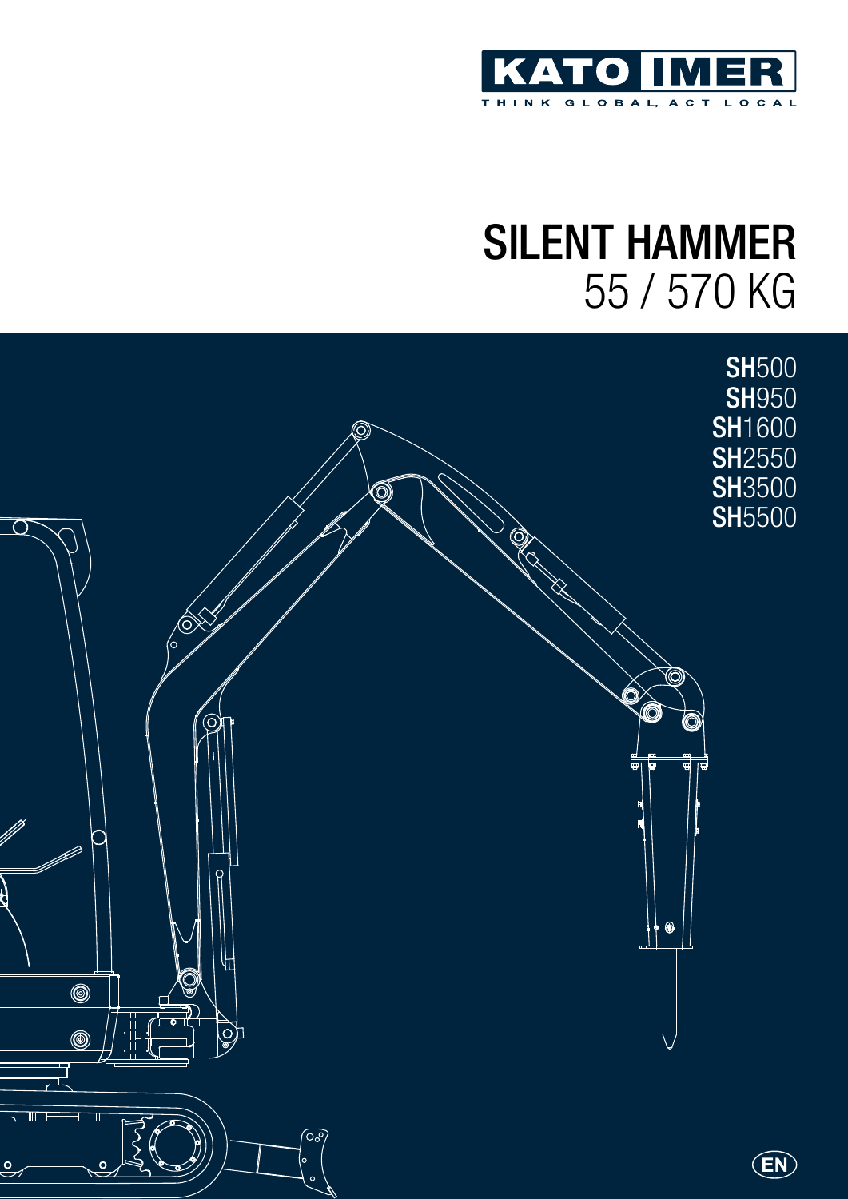KATO IMER

THINK GLOBAL, ACT LOCAL

# SILENT HAMMER
## 55 / 570 KG

**SH**500
**SH**950
**SH**1600
**SH**2550
**SH**3500
**SH**5500

EN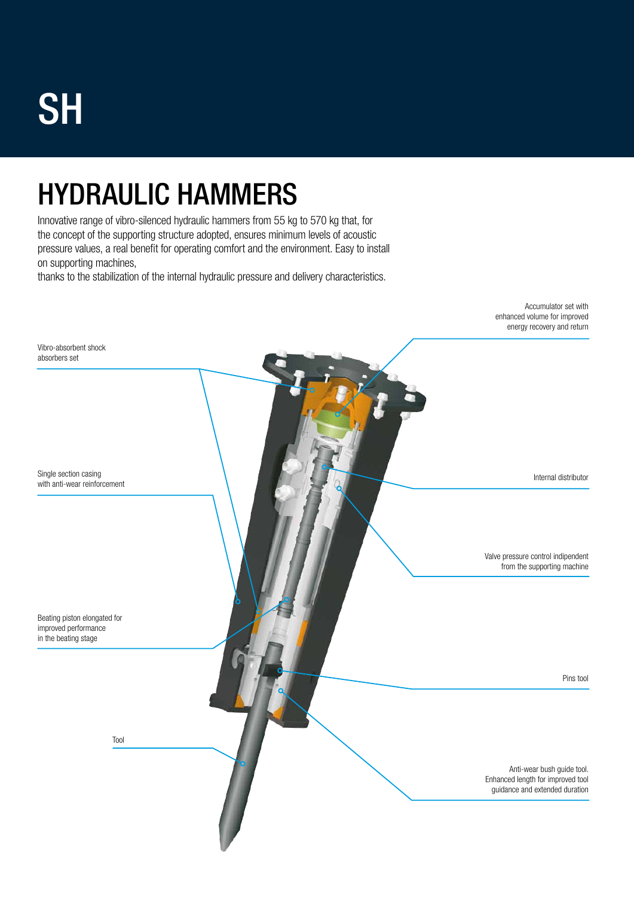# SH

## HYDRAULIC HAMMERS

Innovative range of vibro-silenced hydraulic hammers from 55 kg to 570 kg that, for the concept of the supporting structure adopted, ensures minimum levels of acoustic pressure values, a real benefit for operating comfort and the environment. Easy to install on supporting machines,
thanks to the stabilization of the internal hydraulic pressure and delivery characteristics.

Accumulator set with enhanced volume for improved energy recovery and return

Vibro-absorbent shock absorbers set

Internal distributor

Single section casing with anti-wear reinforcement

Valve pressure control indipendent from the supporting machine

Beating piston elongated for improved performance in the beating stage

Pins tool

Tool

Anti-wear bush guide tool. Enhanced length for improved tool guidance and extended duration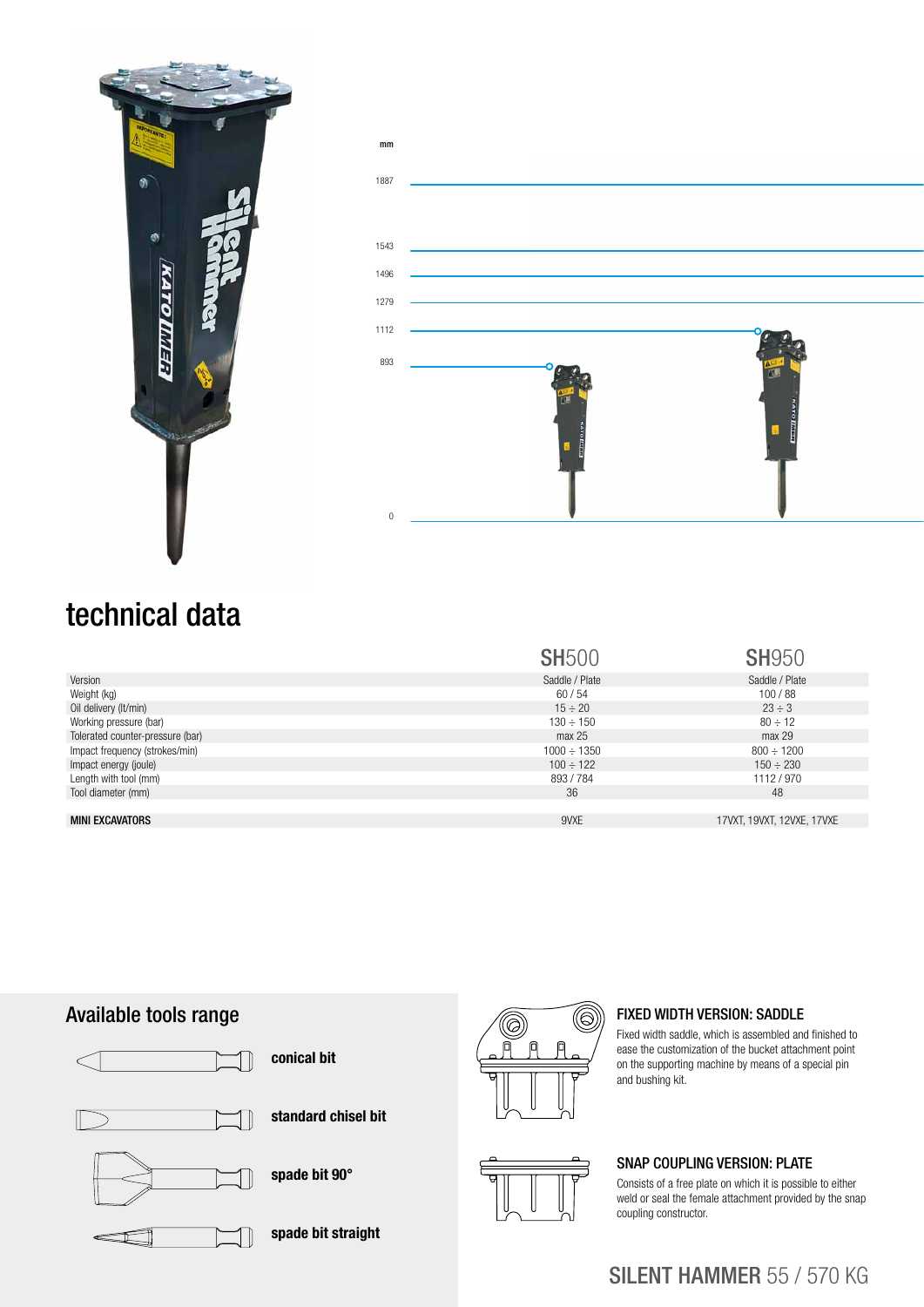mm

1887

1543

1496

1279

1112

893

0

## technical data

| | SH500 | SH950 |
|---|---|---|
| Version | Saddle / Plate | Saddle / Plate |
| Weight (kg) | 60 / 54 | 100 / 88 |
| Oil delivery (lt/min) | 15 ÷ 20 | 23 ÷ 3 |
| Working pressure (bar) | 130 ÷ 150 | 80 ÷ 12 |
| Tolerated counter-pressure (bar) | max 25 | max 29 |
| Impact frequency (strokes/min) | 1000 ÷ 1350 | 800 ÷ 1200 |
| Impact energy (joule) | 100 ÷ 122 | 150 ÷ 230 |
| Length with tool (mm) | 893 / 784 | 1112 / 970 |
| Tool diameter (mm) | 36 | 48 |
| **MINI EXCAVATORS** | 9VXE | 17VXT, 19VXT, 12VXE, 17VXE |

## Available tools range

**conical bit**

**standard chisel bit**

**spade bit 90°**

**spade bit straight**

### FIXED WIDTH VERSION: SADDLE

Fixed width saddle, which is assembled and finished to ease the customization of the bucket attachment point on the supporting machine by means of a special pin and bushing kit.

### SNAP COUPLING VERSION: PLATE

Consists of a free plate on which it is possible to either weld or seal the female attachment provided by the snap coupling constructor.

**SILENT HAMMER** 55 / 570 KG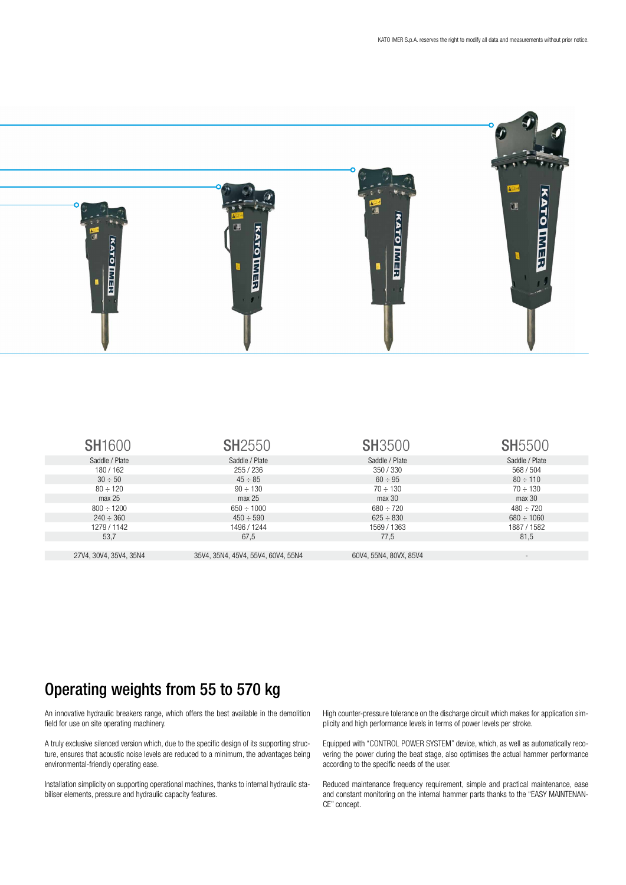| SH1600 | SH2550 | SH3500 | SH5500 |
|---|---|---|---|
| Saddle / Plate | Saddle / Plate | Saddle / Plate | Saddle / Plate |
| 180 / 162 | 255 / 236 | 350 / 330 | 568 / 504 |
| 30 ÷ 50 | 45 ÷ 85 | 60 ÷ 95 | 80 ÷ 110 |
| 80 ÷ 120 | 90 ÷ 130 | 70 ÷ 130 | 70 ÷ 130 |
| max 25 | max 25 | max 30 | max 30 |
| 800 ÷ 1200 | 650 ÷ 1000 | 680 ÷ 720 | 480 ÷ 720 |
| 240 ÷ 360 | 450 ÷ 590 | 625 ÷ 830 | 680 ÷ 1060 |
| 1279 / 1142 | 1496 / 1244 | 1569 / 1363 | 1887 / 1582 |
| 53,7 | 67,5 | 77,5 | 81,5 |
| | | | |
| 27V4, 30V4, 35V4, 35N4 | 35V4, 35N4, 45V4, 55V4, 60V4, 55N4 | 60V4, 55N4, 80VX, 85V4 | - |

# Operating weights from 55 to 570 kg

An innovative hydraulic breakers range, which offers the best available in the demolition field for use on site operating machinery.

A truly exclusive silenced version which, due to the specific design of its supporting structure, ensures that acoustic noise levels are reduced to a minimum, the advantages being environmental-friendly operating ease.

Installation simplicity on supporting operational machines, thanks to internal hydraulic stabiliser elements, pressure and hydraulic capacity features.

High counter-pressure tolerance on the discharge circuit which makes for application simplicity and high performance levels in terms of power levels per stroke.

Equipped with "CONTROL POWER SYSTEM" device, which, as well as automatically recovering the power during the beat stage, also optimises the actual hammer performance according to the specific needs of the user.

Reduced maintenance frequency requirement, simple and practical maintenance, ease and constant monitoring on the internal hammer parts thanks to the "EASY MAINTENANCE" concept.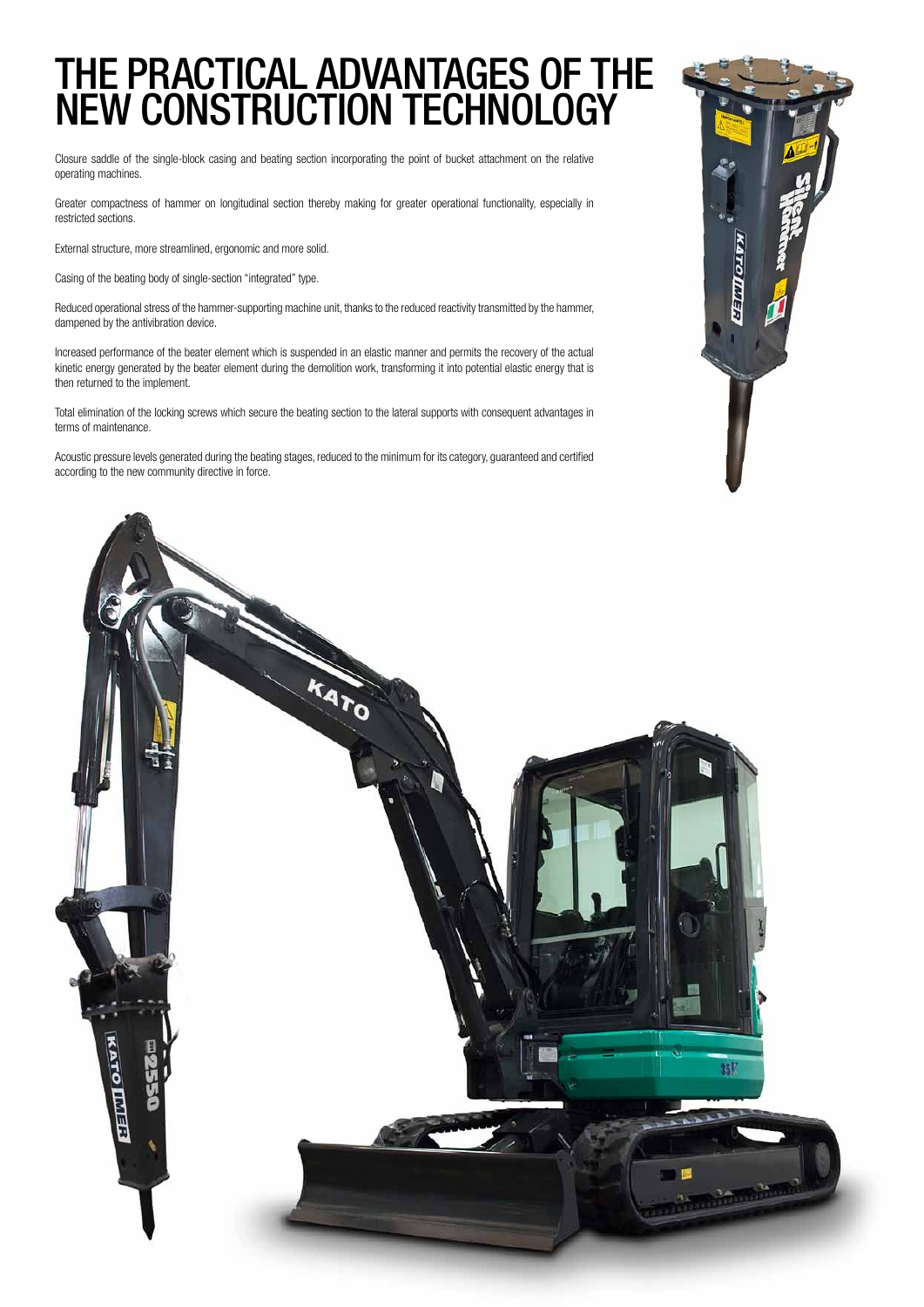# THE PRACTICAL ADVANTAGES OF THE NEW CONSTRUCTION TECHNOLOGY

Closure saddle of the single-block casing and beating section incorporating the point of bucket attachment on the relative operating machines.

Greater compactness of hammer on longitudinal section thereby making for greater operational functionality, especially in restricted sections.

External structure, more streamlined, ergonomic and more solid.

Casing of the beating body of single-section "integrated" type.

Reduced operational stress of the hammer-supporting machine unit, thanks to the reduced reactivity transmitted by the hammer, dampened by the antivibration device.

Increased performance of the beater element which is suspended in an elastic manner and permits the recovery of the actual kinetic energy generated by the beater element during the demolition work, transforming it into potential elastic energy that is then returned to the implement.

Total elimination of the locking screws which secure the beating section to the lateral supports with consequent advantages in terms of maintenance.

Acoustic pressure levels generated during the beating stages, reduced to the minimum for its category, guaranteed and certified according to the new community directive in force.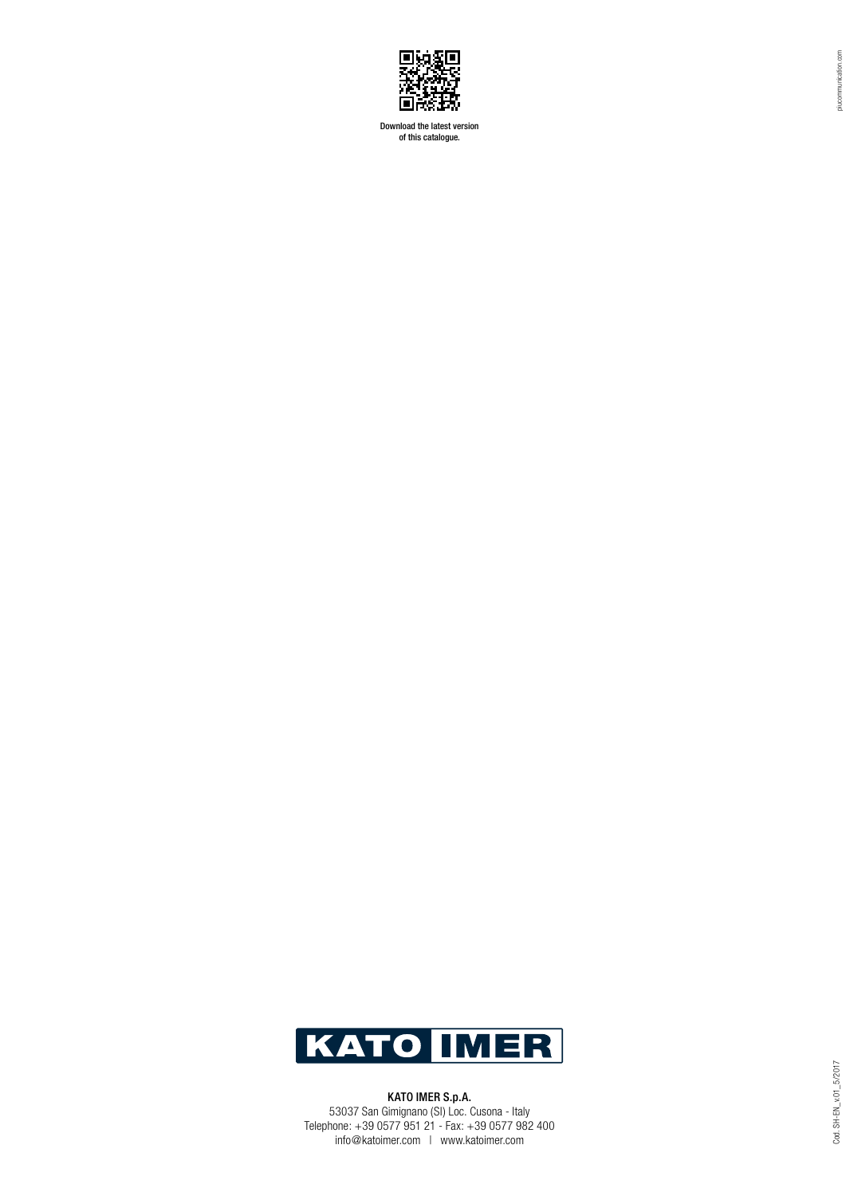Download the latest version of this catalogue.

KATO IMER

**KATO IMER S.p.A.**

53037 San Gimignano (SI) Loc. Cusona - Italy
Telephone: +39 0577 951 21 - Fax: +39 0577 982 400
info@katoimer.com | www.katoimer.com

Cod. SH-EN_v01_5/2017

piucommunication.com